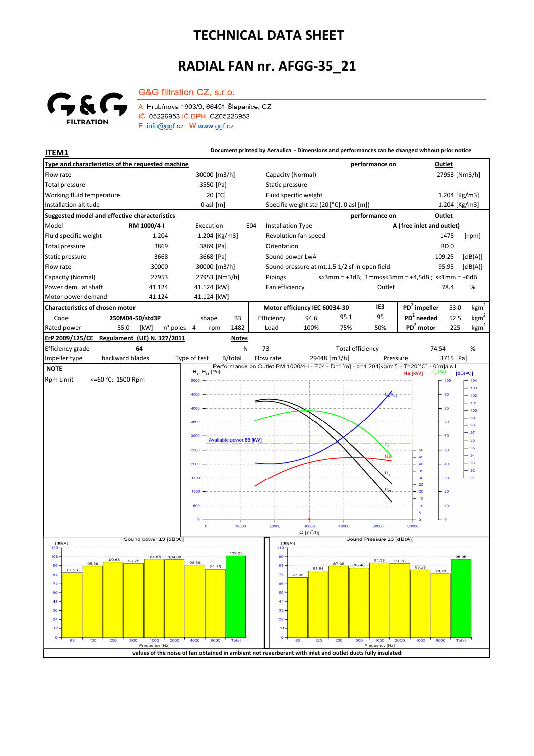# TECHNICAL DATA SHEET

## RADIAL FAN nr. AFGG-35_21

G&G FILTRATION

G&G filtration CZ, s.r.o.

A Hrubínova 1903/9, 66451 Šlapanice, CZ
IČ 05226953 IČ DPH CZ05226953
E info@ggf.cz W www.ggf.cz

**ITEM1**

Document printed by Aeraulica - Dimensions and performances can be changed without prior notice

| Type and characteristics of the requested machine | | performance on | Outlet |
|---|---|---|---|
| Flow rate | 30000 [m3/h] | Capacity (Normal) | 27953 [Nm3/h] |
| Total pressure | 3550 [Pa] | Static pressure | |
| Working fluid temperature | 20 [°C] | Fluid specific weight | 1.204 [Kg/m3] |
| Installation altitude | 0 asl [m] | Specific weight std (20 [°C], 0 asl [m]) | 1.204 [Kg/m3] |

| Suggested model and effective characteristics | | | | | performance on | Outlet |
|---|---|---|---|---|---|---|
| Model | RM 1000/4-I | Execution | E04 | Installation Type | A (free inlet and outlet) | |
| Fluid specific weight | 1.204 | 1.204 [Kg/m3] | | Revolution fan speed | 1475 | [rpm] |
| Total pressure | 3869 | 3869 [Pa] | | Orientation | RD 0 | |
| Static pressure | 3668 | 3668 [Pa] | | Sound power LwA | 109.25 | [dB(A)] |
| Flow rate | 30000 | 30000 [m3/h] | | Sound pressure at mt.1.5 1/2 sf in open field | 95.95 | [dB(A)] |
| Capacity (Normal) | 27953 | 27953 [Nm3/h] | | Pipings | s>3mm = +3dB; 1mm<s<3mm = +4,5dB ; s<1mm = +6dB | |
| Power dem. at shaft | 41.124 | 41.124 [kW] | | Fan efficiency | Outlet 78.4 | % |
| Motor power demand | 41.124 | 41.124 [kW] | | | | |

| Characteristics of chosen motor | | | | Motor efficiency IEC 60034-30 | | | IE3 | | | |
|---|---|---|---|---|---|---|---|---|---|---|
| Code | 250M04-50/std3P | shape | B3 | Efficiency | 94.6 | 95.1 | 95 | $PD^2$ impeller | 53.0 | $kgm^2$ |
| Rated power | 55.0 [kW] | n° poles 4 | rpm 1482 | Load | 100% | 75% | 50% | $PD^2$ needed | 52.5 | $kgm^2$ |
| | | | | | | | | $PD^2$ motor | 225 | $kgm^2$ |

| ErP 2009/125/CE Regulament (UE) N. 327/2011 | | Notes | | | | |
|---|---|---|---|---|---|---|
| Efficiency grade | 64 | N | 73 | Total efficiency | 74.54 | % |
| Impeller type | backward blades | Type of test | B/total | Flow rate 29448 [m3/h] | Pressure | 3715 [Pa] |

**NOTE**

Rpm Limit <=60 °C: 1500 Rpm

Performance on Outlet RM 1000/4-I - E04 - D=1[m] - ρ=1.204[kg/m³] - T=20[°C] - 0[m]a.s.l.

Sound power ±3 [dB(A)]

| 63 | 125 | 250 | 500 | 1000 | 2000 | 4000 | 8000 | Total |
|---|---|---|---|---|---|---|---|---|
| 87.28 | 95.28 | 100.68 | 98.78 | 104.68 | 104.08 | 96.58 | 91.78 | 109.25 |

Sound Pressure ±3 [dB(A)]

| 63 | 125 | 250 | 500 | 1000 | 2000 | 4000 | 8000 | Total |
|---|---|---|---|---|---|---|---|---|
| 73.98 | 81.98 | 87.38 | 85.48 | 91.38 | 90.78 | 83.28 | 78.48 | 95.95 |

values of the noise of fan obtained in ambient not reverberant with inlet and outlet ducts fully insulated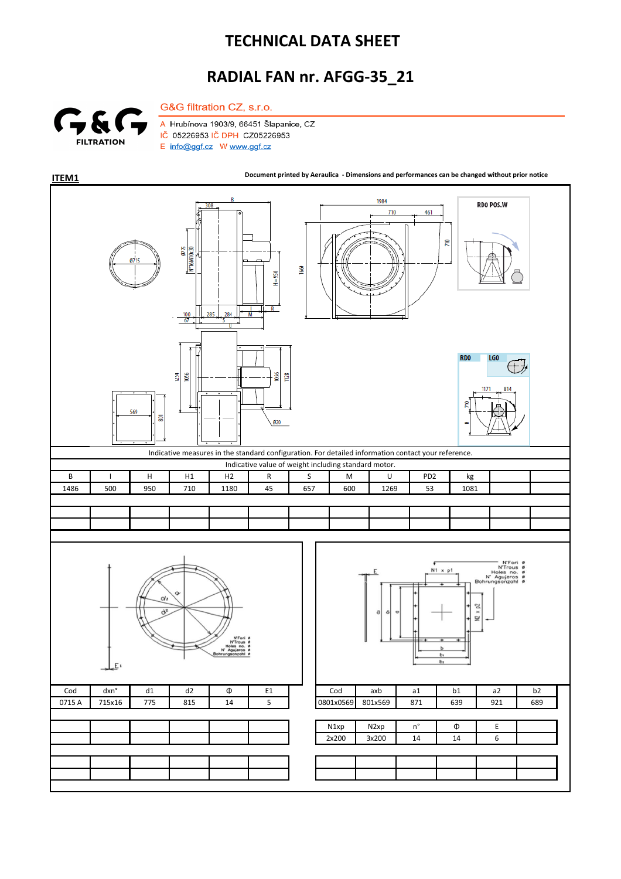# TECHNICAL DATA SHEET

# RADIAL FAN nr. AFGG-35_21

G&G filtration CZ, s.r.o.

A Hrubínova 1903/9, 66451 Šlapanice, CZ
IČ 05226953 IČ DPH CZ05226953
E info@ggf.cz W www.ggf.cz

**ITEM1**

**Document printed by Aeraulica - Dimensions and performances can be changed without prior notice**

B
308
Ø715
Ø775
N°16M10x30
H=951
100
67
285
284
S
U
I
M
R
1984
710
461
1169
710
RD0 POS.W
1256
1056
1056
1128
569
801
Ø20
RD0
LG0
1171
814
710
H

Indicative measures in the standard configuration. For detailed information contact your reference.

Indicative value of weight including standard motor.

| B | I | H | H1 | H2 | R | S | M | U | PD2 | kg | | |
|---|---|---|---|---|---|---|---|---|---|---|---|---|
| 1486 | 500 | 950 | 710 | 1180 | 45 | 657 | 600 | 1269 | 53 | 1081 | | |

E1
d1
d2
N°Fori ø
N°Trous ø
Holes no. ø
N° Agujeros ø
Bohrungsanzahl ø

E
N1 x p1
N2 x p2
a
a1
a2
b
b1
b2
N°Fori ø
N°Trous ø
Holes no. ø
N° Agujeros ø
Bohrungsanzahl ø

| Cod | dxn° | d1 | d2 | Φ | E1 |
|---|---|---|---|---|---|
| 0715 A | 715x16 | 775 | 815 | 14 | 5 |

| Cod | axb | a1 | b1 | a2 | b2 |
|---|---|---|---|---|---|
| 0801x0569 | 801x569 | 871 | 639 | 921 | 689 |

| N1xp | N2xp | n° | Φ | E | |
|---|---|---|---|---|---|
| 2x200 | 3x200 | 14 | 14 | 6 | |